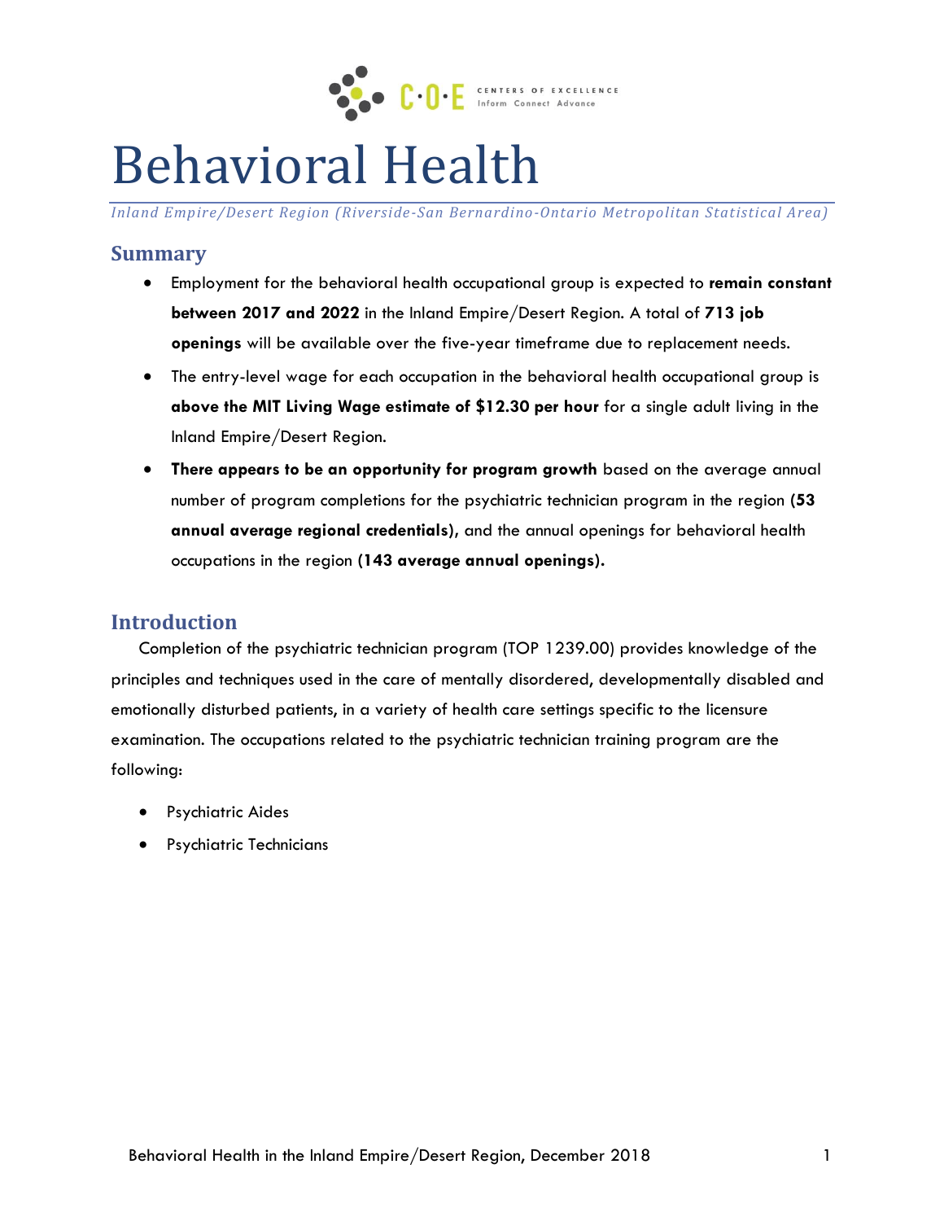# Behavioral Health

*Inland Empire/Desert Region (Riverside-San Bernardino-Ontario Metropolitan Statistical Area)*

## Summary

- Employment for the behavioral health occupational group is expected to **remain constant between 2017 and 2022** in the Inland Empire/Desert Region. A total of **713 job openings** will be available over the five-year timeframe due to replacement needs.
- The entry-level wage for each occupation in the behavioral health occupational group is **above the MIT Living Wage estimate of $12.30 per hour** for a single adult living in the Inland Empire/Desert Region.
- **There appears to be an opportunity for program growth** based on the average annual number of program completions for the psychiatric technician program in the region **(53 annual average regional credentials)**, and the annual openings for behavioral health occupations in the region **(143 average annual openings).**

## Introduction

Completion of the psychiatric technician program (TOP 1239.00) provides knowledge of the principles and techniques used in the care of mentally disordered, developmentally disabled and emotionally disturbed patients, in a variety of health care settings specific to the licensure examination. The occupations related to the psychiatric technician training program are the following:

- Psychiatric Aides
- Psychiatric Technicians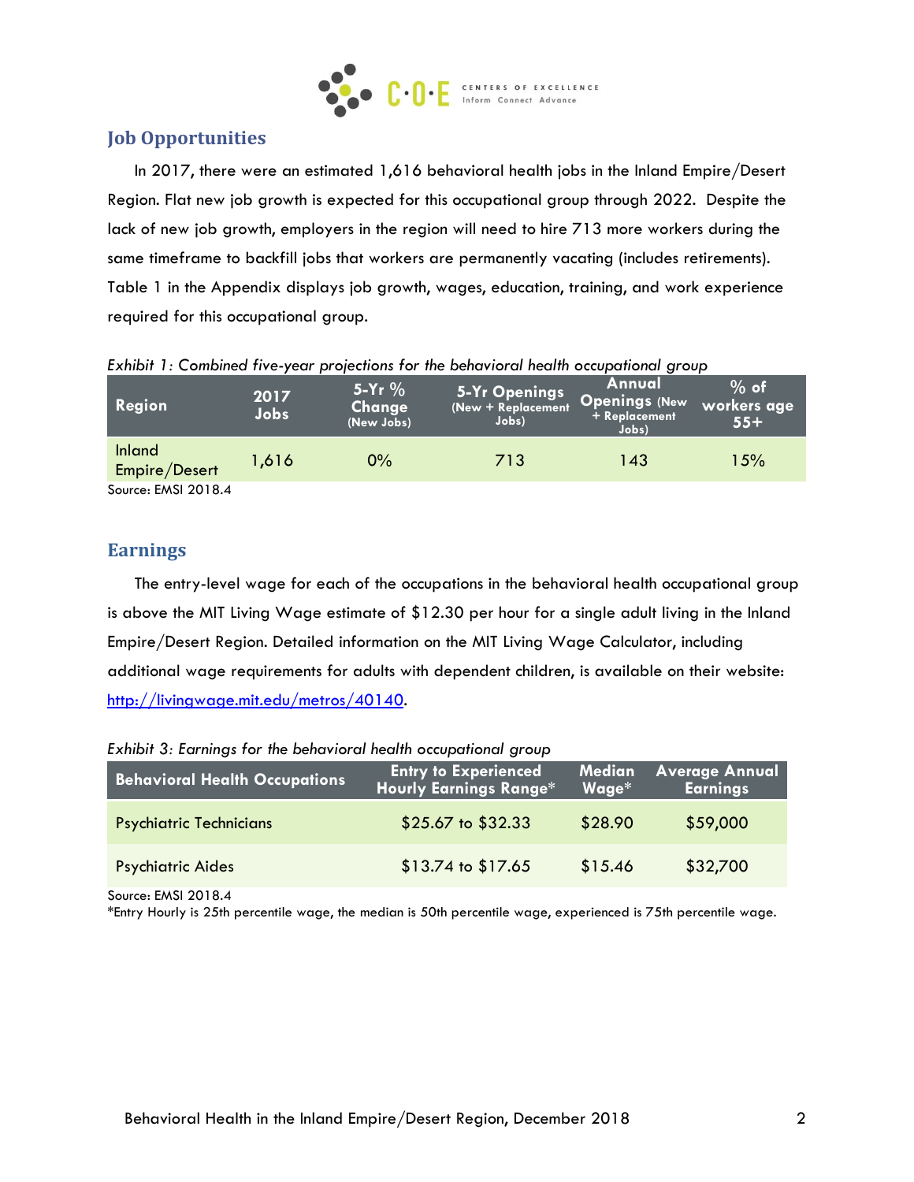## Job Opportunities

In 2017, there were an estimated 1,616 behavioral health jobs in the Inland Empire/Desert Region. Flat new job growth is expected for this occupational group through 2022. Despite the lack of new job growth, employers in the region will need to hire 713 more workers during the same timeframe to backfill jobs that workers are permanently vacating (includes retirements). Table 1 in the Appendix displays job growth, wages, education, training, and work experience required for this occupational group.

*Exhibit 1: Combined five-year projections for the behavioral health occupational group*

| Region | 2017 Jobs | 5-Yr % Change (New Jobs) | 5-Yr Openings (New + Replacement Jobs) | Annual Openings (New + Replacement Jobs) | % of workers age 55+ |
|---|---|---|---|---|---|
| Inland Empire/Desert | 1,616 | 0% | 713 | 143 | 15% |

Source: EMSI 2018.4

## Earnings

The entry-level wage for each of the occupations in the behavioral health occupational group is above the MIT Living Wage estimate of $12.30 per hour for a single adult living in the Inland Empire/Desert Region. Detailed information on the MIT Living Wage Calculator, including additional wage requirements for adults with dependent children, is available on their website: http://livingwage.mit.edu/metros/40140.

*Exhibit 3: Earnings for the behavioral health occupational group*

| Behavioral Health Occupations | Entry to Experienced Hourly Earnings Range* | Median Wage* | Average Annual Earnings |
|---|---|---|---|
| Psychiatric Technicians | $25.67 to $32.33 | $28.90 | $59,000 |
| Psychiatric Aides | $13.74 to $17.65 | $15.46 | $32,700 |

Source: EMSI 2018.4

*Entry Hourly is 25th percentile wage, the median is 50th percentile wage, experienced is 75th percentile wage.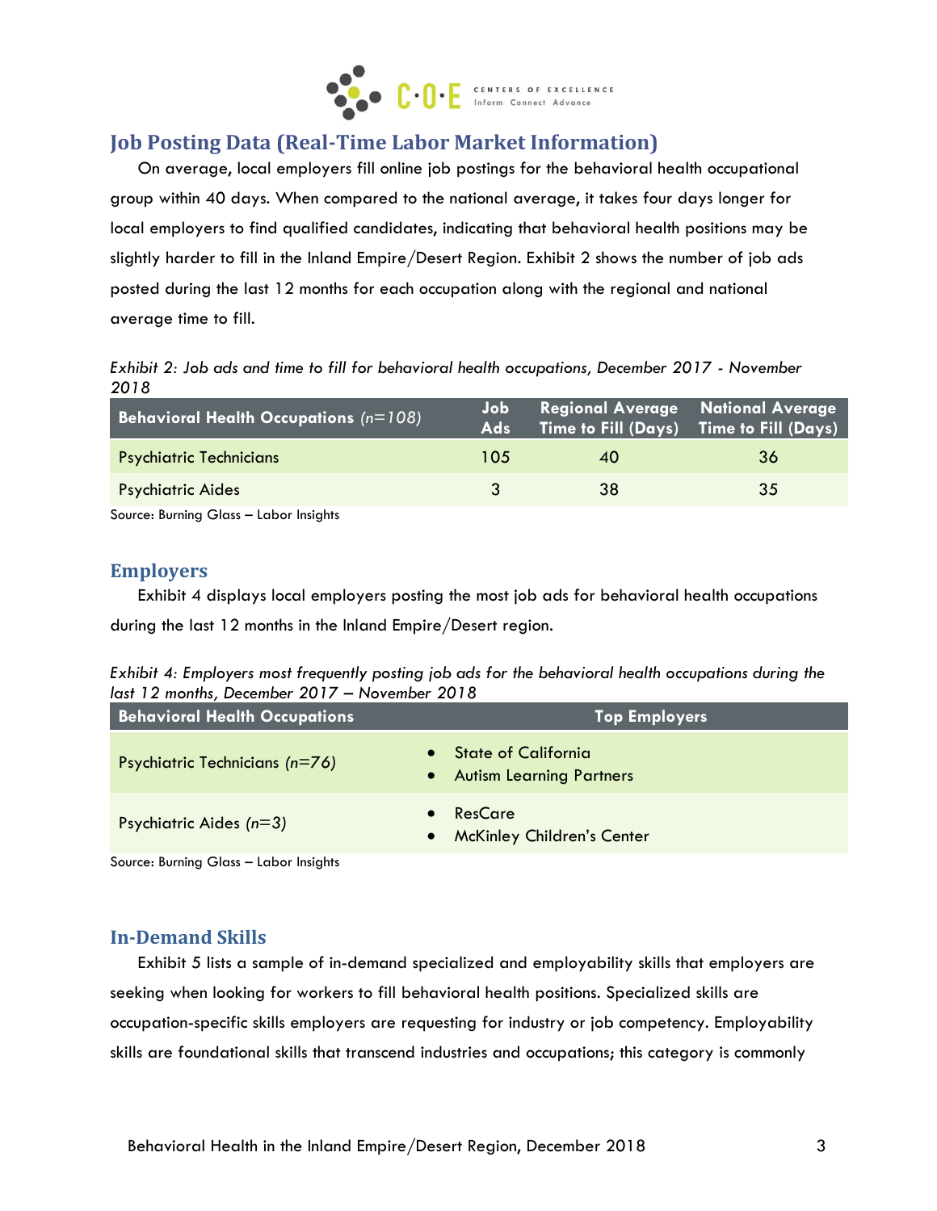## Job Posting Data (Real-Time Labor Market Information)

On average, local employers fill online job postings for the behavioral health occupational group within 40 days. When compared to the national average, it takes four days longer for local employers to find qualified candidates, indicating that behavioral health positions may be slightly harder to fill in the Inland Empire/Desert Region. Exhibit 2 shows the number of job ads posted during the last 12 months for each occupation along with the regional and national average time to fill.

*Exhibit 2: Job ads and time to fill for behavioral health occupations, December 2017 - November 2018*

| Behavioral Health Occupations *(n=108)* | Job Ads | Regional Average Time to Fill (Days) | National Average Time to Fill (Days) |
|---|---|---|---|
| Psychiatric Technicians | 105 | 40 | 36 |
| Psychiatric Aides | 3 | 38 | 35 |

Source: Burning Glass – Labor Insights

## Employers

Exhibit 4 displays local employers posting the most job ads for behavioral health occupations during the last 12 months in the Inland Empire/Desert region.

*Exhibit 4: Employers most frequently posting job ads for the behavioral health occupations during the last 12 months, December 2017 – November 2018*

| Behavioral Health Occupations | Top Employers |
|---|---|
| Psychiatric Technicians *(n=76)* | • State of California<br>• Autism Learning Partners |
| Psychiatric Aides *(n=3)* | • ResCare<br>• McKinley Children's Center |

Source: Burning Glass – Labor Insights

## In-Demand Skills

Exhibit 5 lists a sample of in-demand specialized and employability skills that employers are seeking when looking for workers to fill behavioral health positions. Specialized skills are occupation-specific skills employers are requesting for industry or job competency. Employability skills are foundational skills that transcend industries and occupations; this category is commonly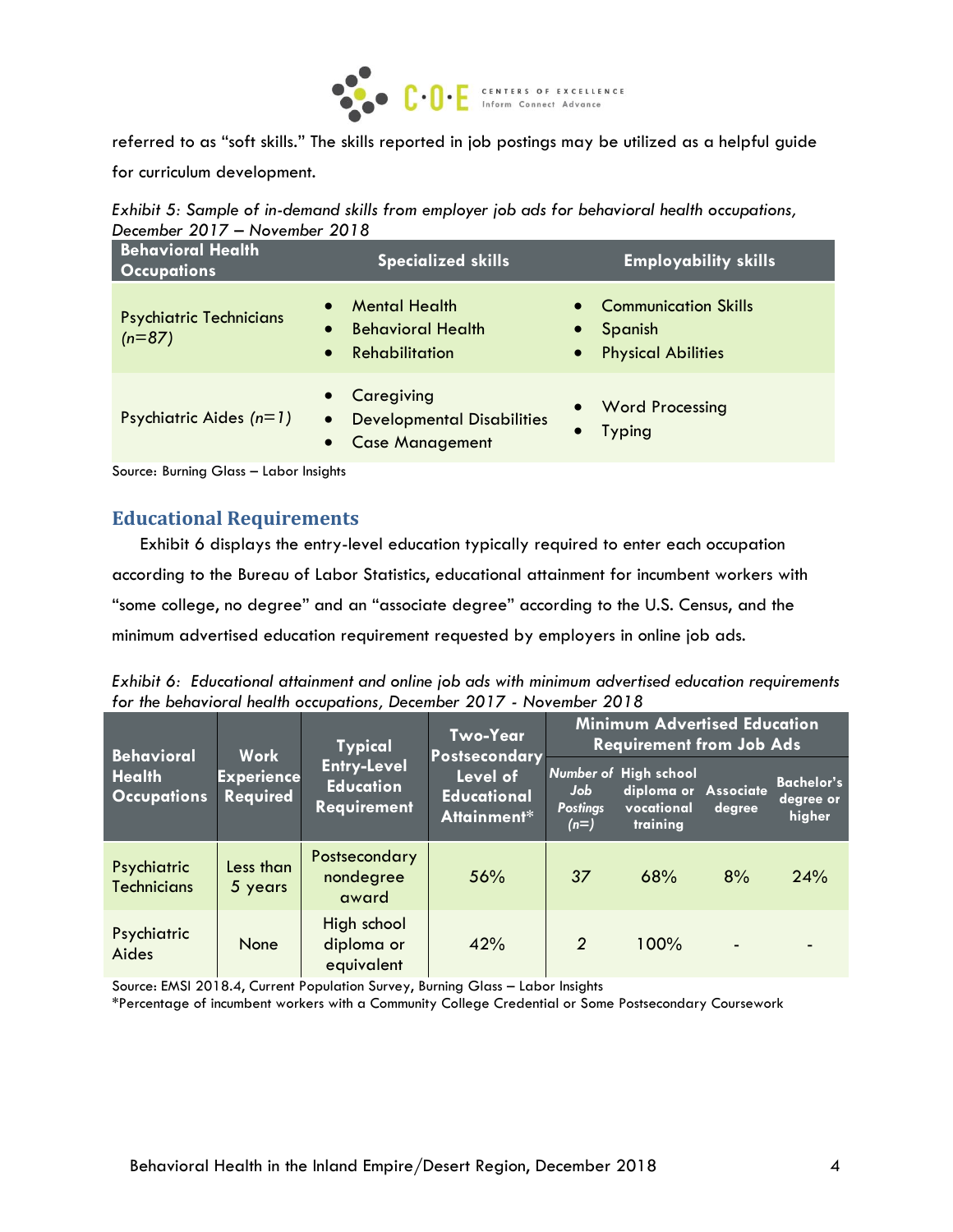referred to as "soft skills." The skills reported in job postings may be utilized as a helpful guide for curriculum development.

*Exhibit 5: Sample of in-demand skills from employer job ads for behavioral health occupations, December 2017 – November 2018*

| Behavioral Health Occupations | Specialized skills | Employability skills |
|---|---|---|
| Psychiatric Technicians *(n=87)* | • Mental Health<br>• Behavioral Health<br>• Rehabilitation | • Communication Skills<br>• Spanish<br>• Physical Abilities |
| Psychiatric Aides *(n=1)* | • Caregiving<br>• Developmental Disabilities<br>• Case Management | • Word Processing<br>• Typing |

Source: Burning Glass – Labor Insights

## Educational Requirements

Exhibit 6 displays the entry-level education typically required to enter each occupation according to the Bureau of Labor Statistics, educational attainment for incumbent workers with "some college, no degree" and an "associate degree" according to the U.S. Census, and the minimum advertised education requirement requested by employers in online job ads.

*Exhibit 6: Educational attainment and online job ads with minimum advertised education requirements for the behavioral health occupations, December 2017 - November 2018*

| Behavioral Health Occupations | Work Experience Required | Typical Entry-Level Education Requirement | Two-Year Postsecondary Level of Educational Attainment* | Minimum Advertised Education Requirement from Job Ads | | | |
|---|---|---|---|---|---|---|---|
| | | | | *Number of Job Postings (n=)* | High school diploma or vocational training | Associate degree | Bachelor's degree or higher |
| Psychiatric Technicians | Less than 5 years | Postsecondary nondegree award | 56% | 37 | 68% | 8% | 24% |
| Psychiatric Aides | None | High school diploma or equivalent | 42% | 2 | 100% | - | - |

Source: EMSI 2018.4, Current Population Survey, Burning Glass – Labor Insights
*Percentage of incumbent workers with a Community College Credential or Some Postsecondary Coursework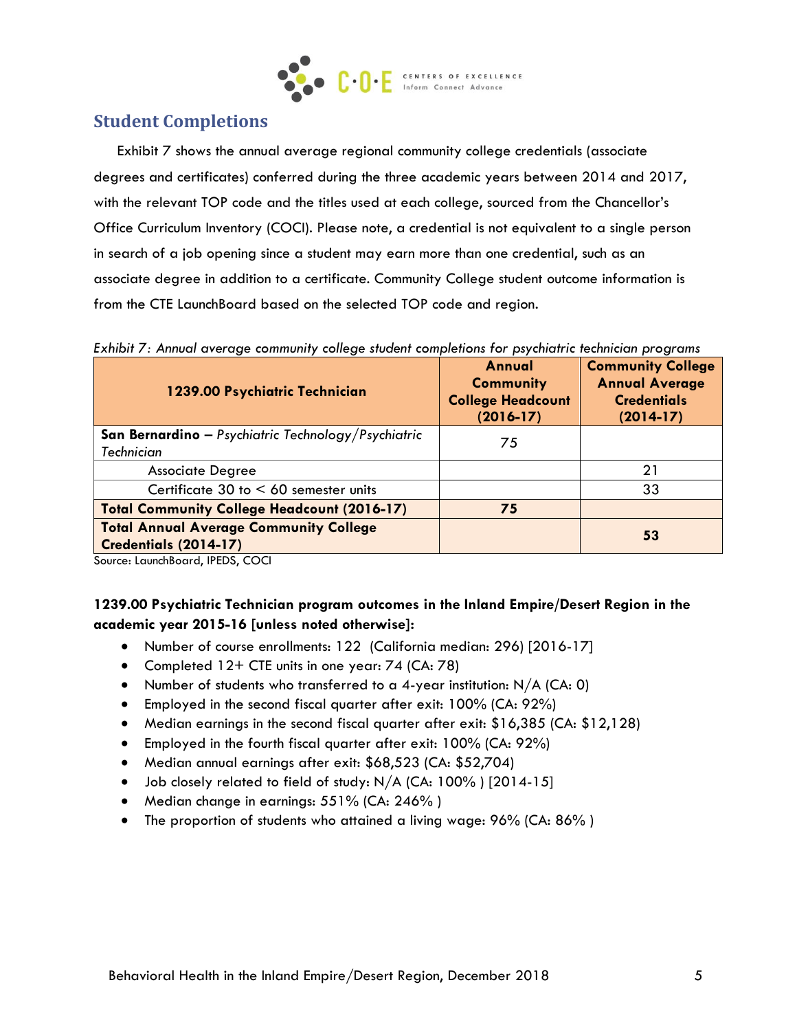## Student Completions

Exhibit 7 shows the annual average regional community college credentials (associate degrees and certificates) conferred during the three academic years between 2014 and 2017, with the relevant TOP code and the titles used at each college, sourced from the Chancellor's Office Curriculum Inventory (COCI). Please note, a credential is not equivalent to a single person in search of a job opening since a student may earn more than one credential, such as an associate degree in addition to a certificate. Community College student outcome information is from the CTE LaunchBoard based on the selected TOP code and region.

*Exhibit 7: Annual average community college student completions for psychiatric technician programs*

| 1239.00 Psychiatric Technician | Annual Community College Headcount (2016-17) | Community College Annual Average Credentials (2014-17) |
|---|---|---|
| **San Bernardino** – *Psychiatric Technology/Psychiatric Technician* | 75 | |
| Associate Degree | | 21 |
| Certificate 30 to < 60 semester units | | 33 |
| **Total Community College Headcount (2016-17)** | **75** | |
| **Total Annual Average Community College Credentials (2014-17)** | | **53** |

Source: LaunchBoard, IPEDS, COCI

**1239.00 Psychiatric Technician program outcomes in the Inland Empire/Desert Region in the academic year 2015-16 [unless noted otherwise]:**

- Number of course enrollments: 122 (California median: 296) [2016-17]
- Completed 12+ CTE units in one year: 74 (CA: 78)
- Number of students who transferred to a 4-year institution: N/A (CA: 0)
- Employed in the second fiscal quarter after exit: 100% (CA: 92%)
- Median earnings in the second fiscal quarter after exit: $16,385 (CA: $12,128)
- Employed in the fourth fiscal quarter after exit: 100% (CA: 92%)
- Median annual earnings after exit: $68,523 (CA: $52,704)
- Job closely related to field of study: N/A (CA: 100% ) [2014-15]
- Median change in earnings: 551% (CA: 246% )
- The proportion of students who attained a living wage: 96% (CA: 86% )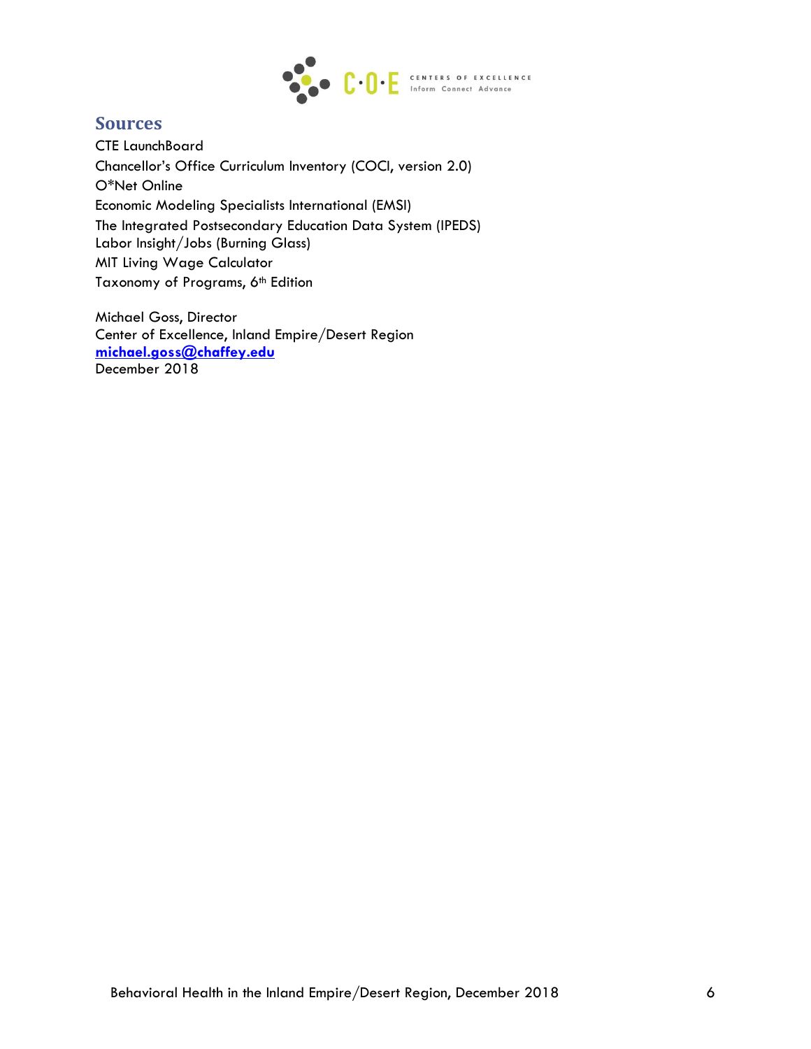## Sources

CTE LaunchBoard
Chancellor's Office Curriculum Inventory (COCI, version 2.0)
O*Net Online
Economic Modeling Specialists International (EMSI)
The Integrated Postsecondary Education Data System (IPEDS)
Labor Insight/Jobs (Burning Glass)
MIT Living Wage Calculator
Taxonomy of Programs, 6th Edition

Michael Goss, Director
Center of Excellence, Inland Empire/Desert Region
**michael.goss@chaffey.edu**
December 2018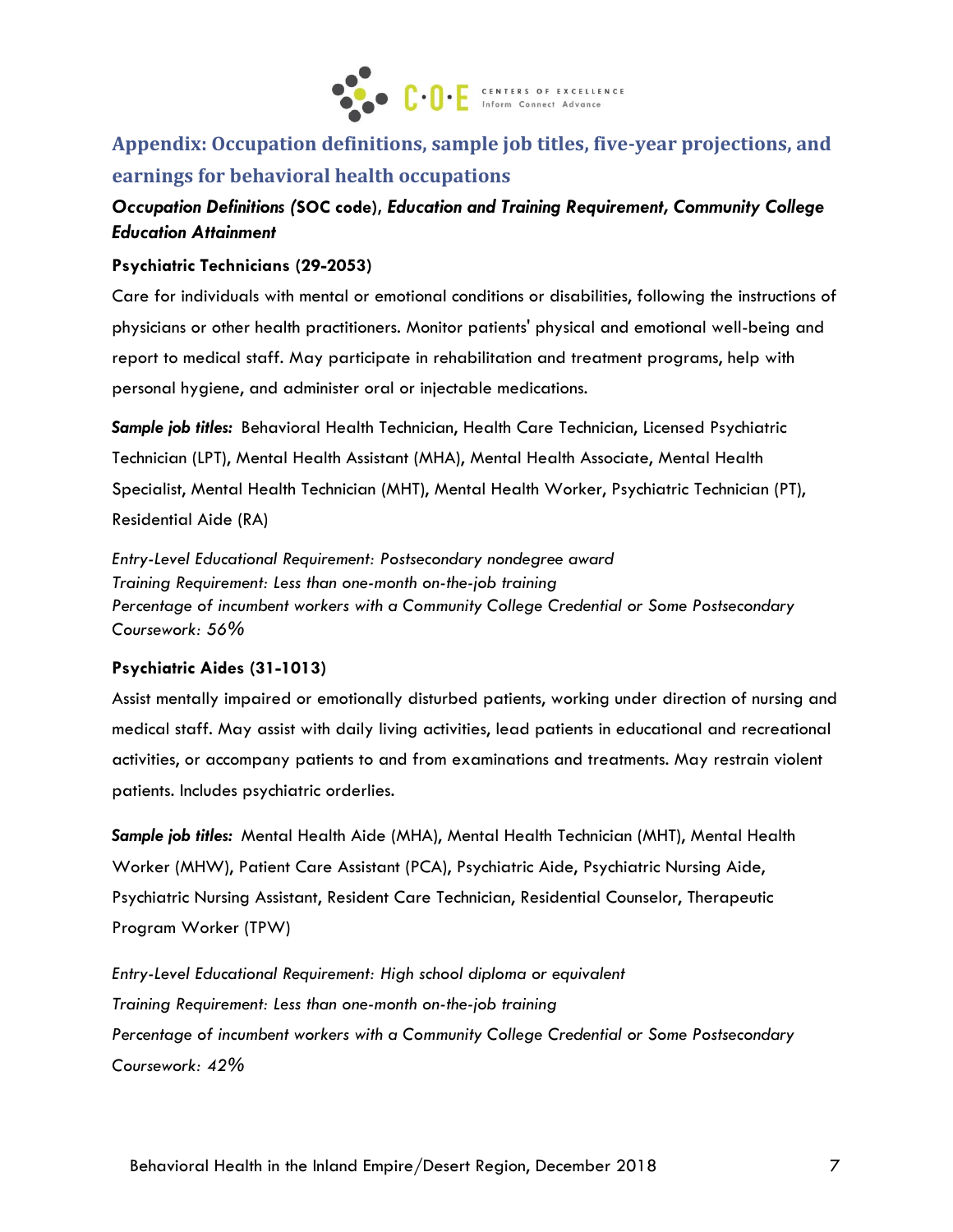## Appendix: Occupation definitions, sample job titles, five-year projections, and earnings for behavioral health occupations

***Occupation Definitions (*SOC code**), *Education and Training Requirement, Community College Education Attainment***

**Psychiatric Technicians (29-2053)**

Care for individuals with mental or emotional conditions or disabilities, following the instructions of physicians or other health practitioners. Monitor patients' physical and emotional well-being and report to medical staff. May participate in rehabilitation and treatment programs, help with personal hygiene, and administer oral or injectable medications.

***Sample job titles:*** Behavioral Health Technician, Health Care Technician, Licensed Psychiatric Technician (LPT), Mental Health Assistant (MHA), Mental Health Associate, Mental Health Specialist, Mental Health Technician (MHT), Mental Health Worker, Psychiatric Technician (PT), Residential Aide (RA)

*Entry-Level Educational Requirement: Postsecondary nondegree award*
*Training Requirement: Less than one-month on-the-job training*
*Percentage of incumbent workers with a Community College Credential or Some Postsecondary Coursework: 56%*

**Psychiatric Aides (31-1013)**

Assist mentally impaired or emotionally disturbed patients, working under direction of nursing and medical staff. May assist with daily living activities, lead patients in educational and recreational activities, or accompany patients to and from examinations and treatments. May restrain violent patients. Includes psychiatric orderlies.

***Sample job titles:*** Mental Health Aide (MHA), Mental Health Technician (MHT), Mental Health Worker (MHW), Patient Care Assistant (PCA), Psychiatric Aide, Psychiatric Nursing Aide, Psychiatric Nursing Assistant, Resident Care Technician, Residential Counselor, Therapeutic Program Worker (TPW)

*Entry-Level Educational Requirement: High school diploma or equivalent*
*Training Requirement: Less than one-month on-the-job training*
*Percentage of incumbent workers with a Community College Credential or Some Postsecondary Coursework: 42%*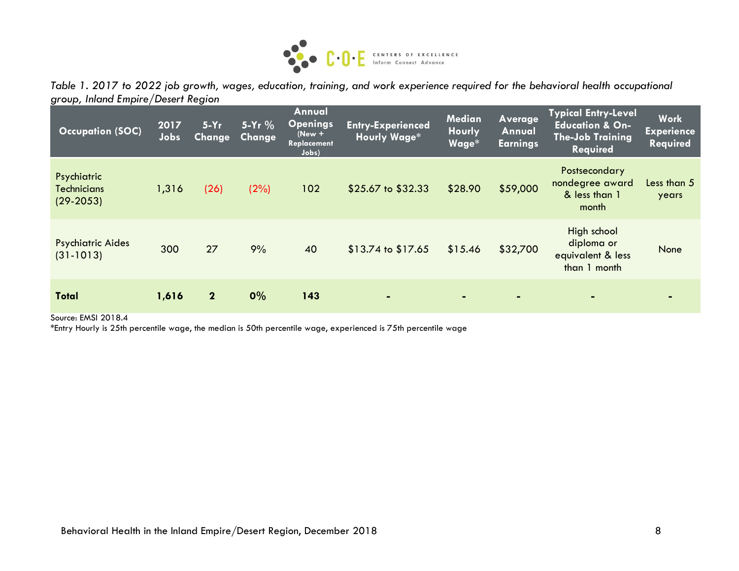*Table 1. 2017 to 2022 job growth, wages, education, training, and work experience required for the behavioral health occupational group, Inland Empire/Desert Region*

| Occupation (SOC) | 2017 Jobs | 5-Yr Change | 5-Yr % Change | Annual Openings (New + Replacement Jobs) | Entry-Experienced Hourly Wage* | Median Hourly Wage* | Average Annual Earnings | Typical Entry-Level Education & On-The-Job Training Required | Work Experience Required |
|---|---|---|---|---|---|---|---|---|---|
| Psychiatric Technicians (29-2053) | 1,316 | (26) | (2%) | 102 | $25.67 to $32.33 | $28.90 | $59,000 | Postsecondary nondegree award & less than 1 month | Less than 5 years |
| Psychiatric Aides (31-1013) | 300 | 27 | 9% | 40 | $13.74 to $17.65 | $15.46 | $32,700 | High school diploma or equivalent & less than 1 month | None |
| **Total** | **1,616** | **2** | **0%** | **143** | - | - | - | - | - |

Source: EMSI 2018.4

*Entry Hourly is 25th percentile wage, the median is 50th percentile wage, experienced is 75th percentile wage